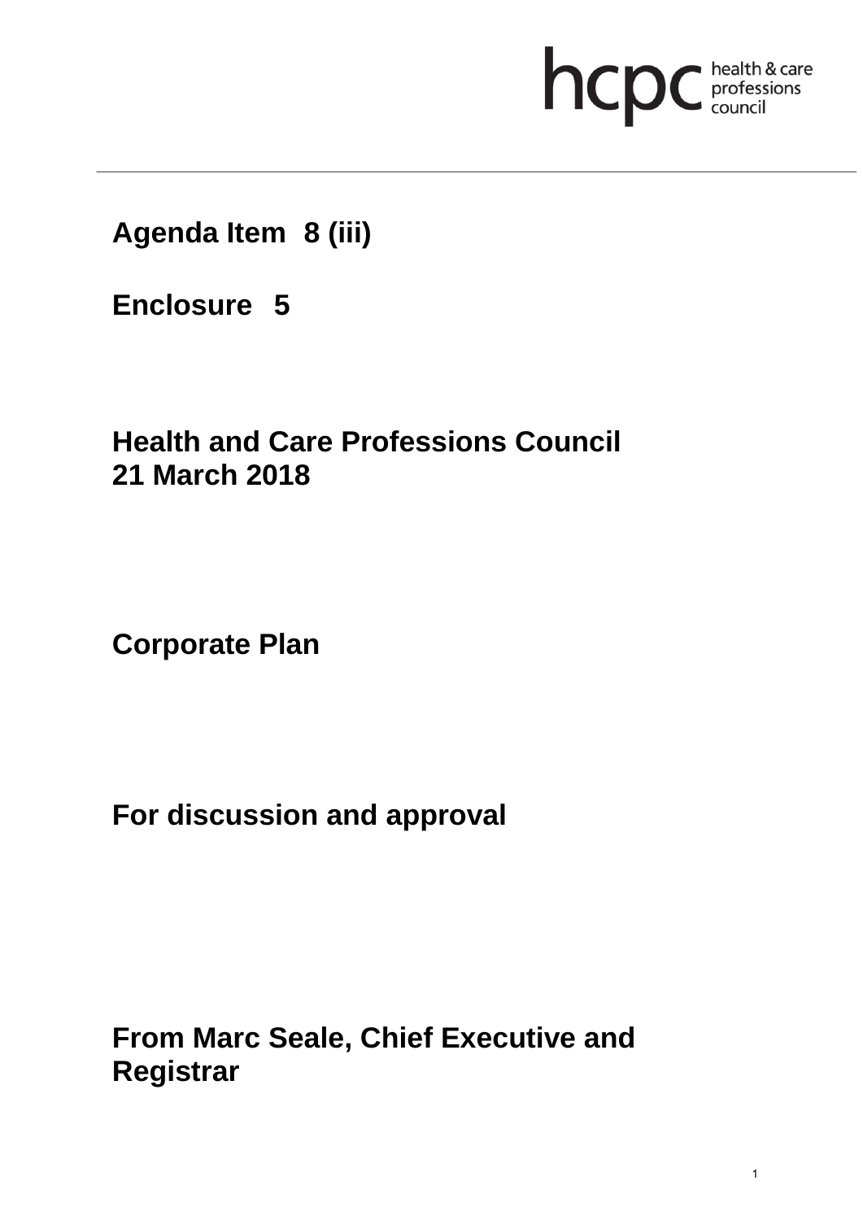hcpc health & care professions council

**Agenda Item 8 (iii)**

**Enclosure 5**

**Health and Care Professions Council**
**21 March 2018**

**Corporate Plan**

**For discussion and approval**

**From Marc Seale, Chief Executive and Registrar**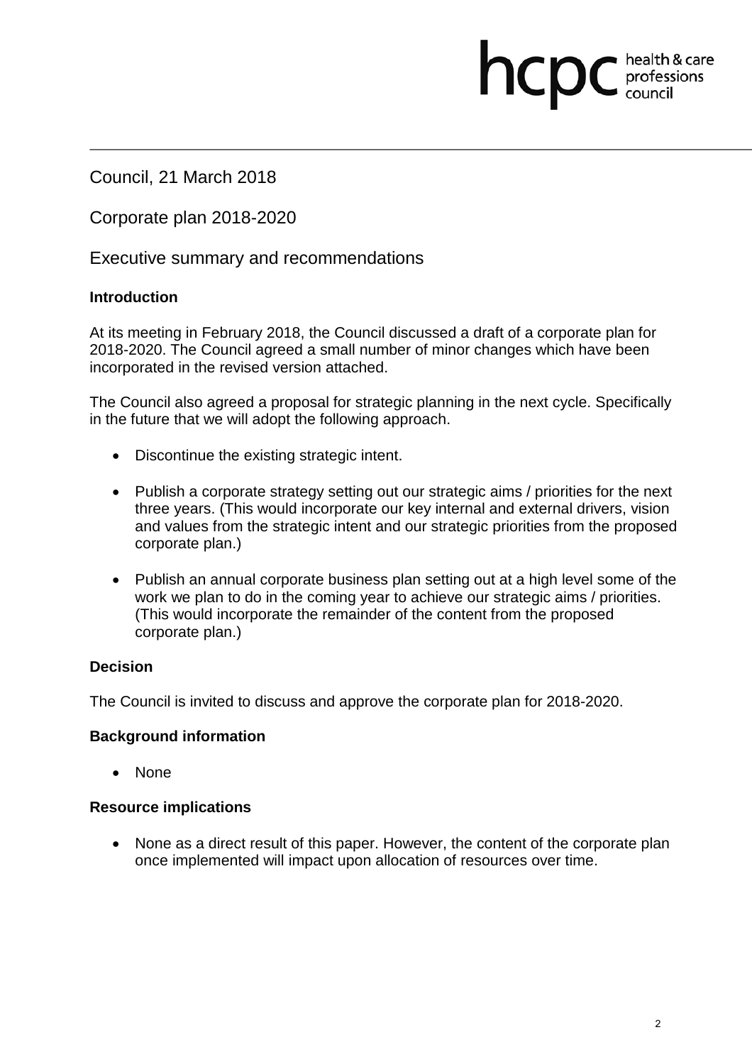Council, 21 March 2018

Corporate plan 2018-2020

Executive summary and recommendations

**Introduction**

At its meeting in February 2018, the Council discussed a draft of a corporate plan for 2018-2020. The Council agreed a small number of minor changes which have been incorporated in the revised version attached.

The Council also agreed a proposal for strategic planning in the next cycle. Specifically in the future that we will adopt the following approach.

- Discontinue the existing strategic intent.
- Publish a corporate strategy setting out our strategic aims / priorities for the next three years. (This would incorporate our key internal and external drivers, vision and values from the strategic intent and our strategic priorities from the proposed corporate plan.)
- Publish an annual corporate business plan setting out at a high level some of the work we plan to do in the coming year to achieve our strategic aims / priorities. (This would incorporate the remainder of the content from the proposed corporate plan.)

**Decision**

The Council is invited to discuss and approve the corporate plan for 2018-2020.

**Background information**

- None

**Resource implications**

- None as a direct result of this paper. However, the content of the corporate plan once implemented will impact upon allocation of resources over time.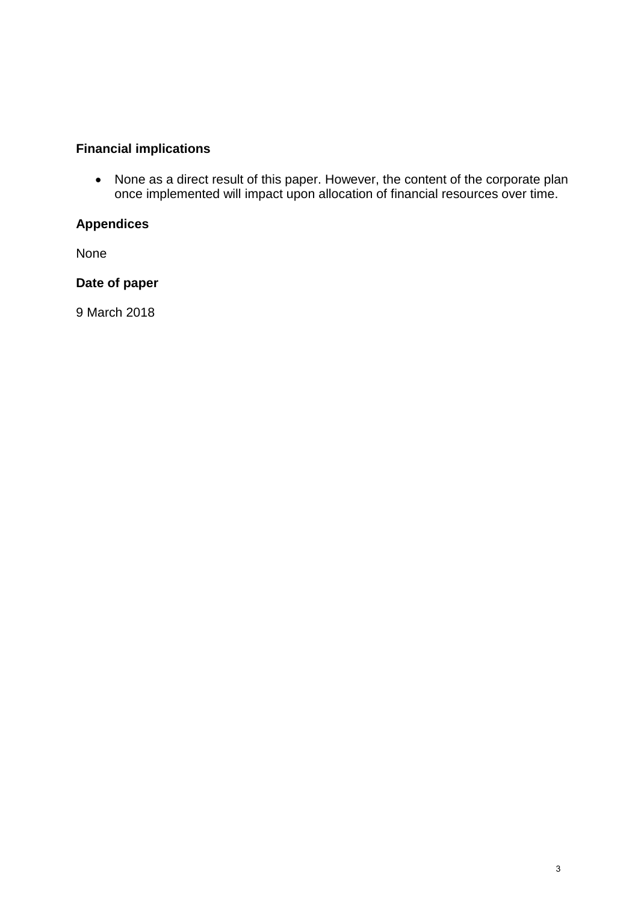## Financial implications

- None as a direct result of this paper. However, the content of the corporate plan once implemented will impact upon allocation of financial resources over time.

## Appendices

None

## Date of paper

9 March 2018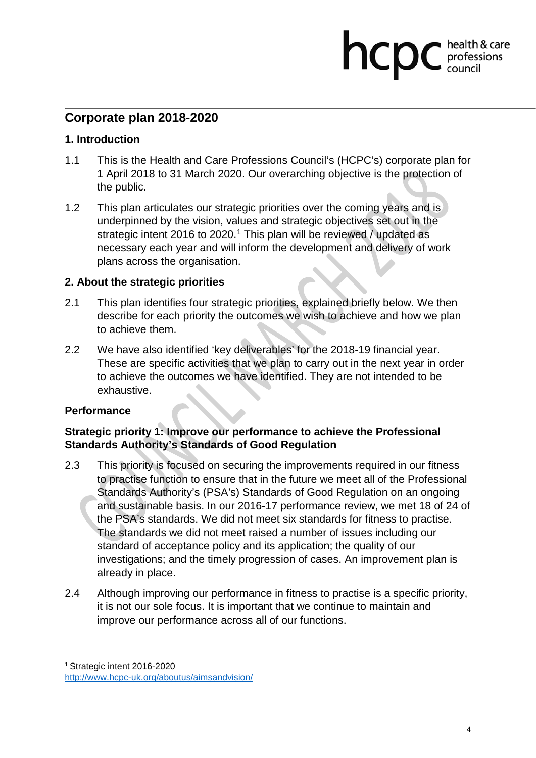## Corporate plan 2018-2020

### 1. Introduction

1.1 This is the Health and Care Professions Council's (HCPC's) corporate plan for 1 April 2018 to 31 March 2020. Our overarching objective is the protection of the public.

1.2 This plan articulates our strategic priorities over the coming years and is underpinned by the vision, values and strategic objectives set out in the strategic intent 2016 to 2020.[1] This plan will be reviewed / updated as necessary each year and will inform the development and delivery of work plans across the organisation.

### 2. About the strategic priorities

2.1 This plan identifies four strategic priorities, explained briefly below. We then describe for each priority the outcomes we wish to achieve and how we plan to achieve them.

2.2 We have also identified 'key deliverables' for the 2018-19 financial year. These are specific activities that we plan to carry out in the next year in order to achieve the outcomes we have identified. They are not intended to be exhaustive.

**Performance**

**Strategic priority 1: Improve our performance to achieve the Professional Standards Authority's Standards of Good Regulation**

2.3 This priority is focused on securing the improvements required in our fitness to practise function to ensure that in the future we meet all of the Professional Standards Authority's (PSA's) Standards of Good Regulation on an ongoing and sustainable basis. In our 2016-17 performance review, we met 18 of 24 of the PSA's standards. We did not meet six standards for fitness to practise. The standards we did not meet raised a number of issues including our standard of acceptance policy and its application; the quality of our investigations; and the timely progression of cases. An improvement plan is already in place.

2.4 Although improving our performance in fitness to practise is a specific priority, it is not our sole focus. It is important that we continue to maintain and improve our performance across all of our functions.

[1] Strategic intent 2016-2020
http://www.hcpc-uk.org/aboutus/aimsandvision/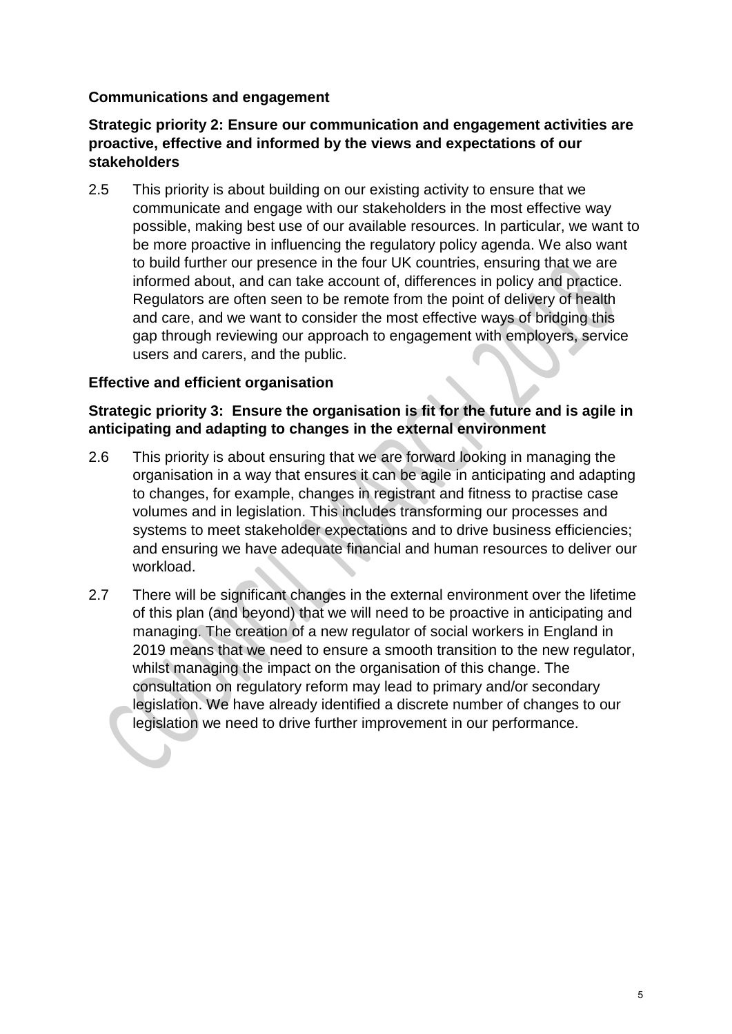**Communications and engagement**

**Strategic priority 2: Ensure our communication and engagement activities are proactive, effective and informed by the views and expectations of our stakeholders**

2.5 This priority is about building on our existing activity to ensure that we communicate and engage with our stakeholders in the most effective way possible, making best use of our available resources. In particular, we want to be more proactive in influencing the regulatory policy agenda. We also want to build further our presence in the four UK countries, ensuring that we are informed about, and can take account of, differences in policy and practice. Regulators are often seen to be remote from the point of delivery of health and care, and we want to consider the most effective ways of bridging this gap through reviewing our approach to engagement with employers, service users and carers, and the public.

**Effective and efficient organisation**

**Strategic priority 3: Ensure the organisation is fit for the future and is agile in anticipating and adapting to changes in the external environment**

2.6 This priority is about ensuring that we are forward looking in managing the organisation in a way that ensures it can be agile in anticipating and adapting to changes, for example, changes in registrant and fitness to practise case volumes and in legislation. This includes transforming our processes and systems to meet stakeholder expectations and to drive business efficiencies; and ensuring we have adequate financial and human resources to deliver our workload.

2.7 There will be significant changes in the external environment over the lifetime of this plan (and beyond) that we will need to be proactive in anticipating and managing. The creation of a new regulator of social workers in England in 2019 means that we need to ensure a smooth transition to the new regulator, whilst managing the impact on the organisation of this change. The consultation on regulatory reform may lead to primary and/or secondary legislation. We have already identified a discrete number of changes to our legislation we need to drive further improvement in our performance.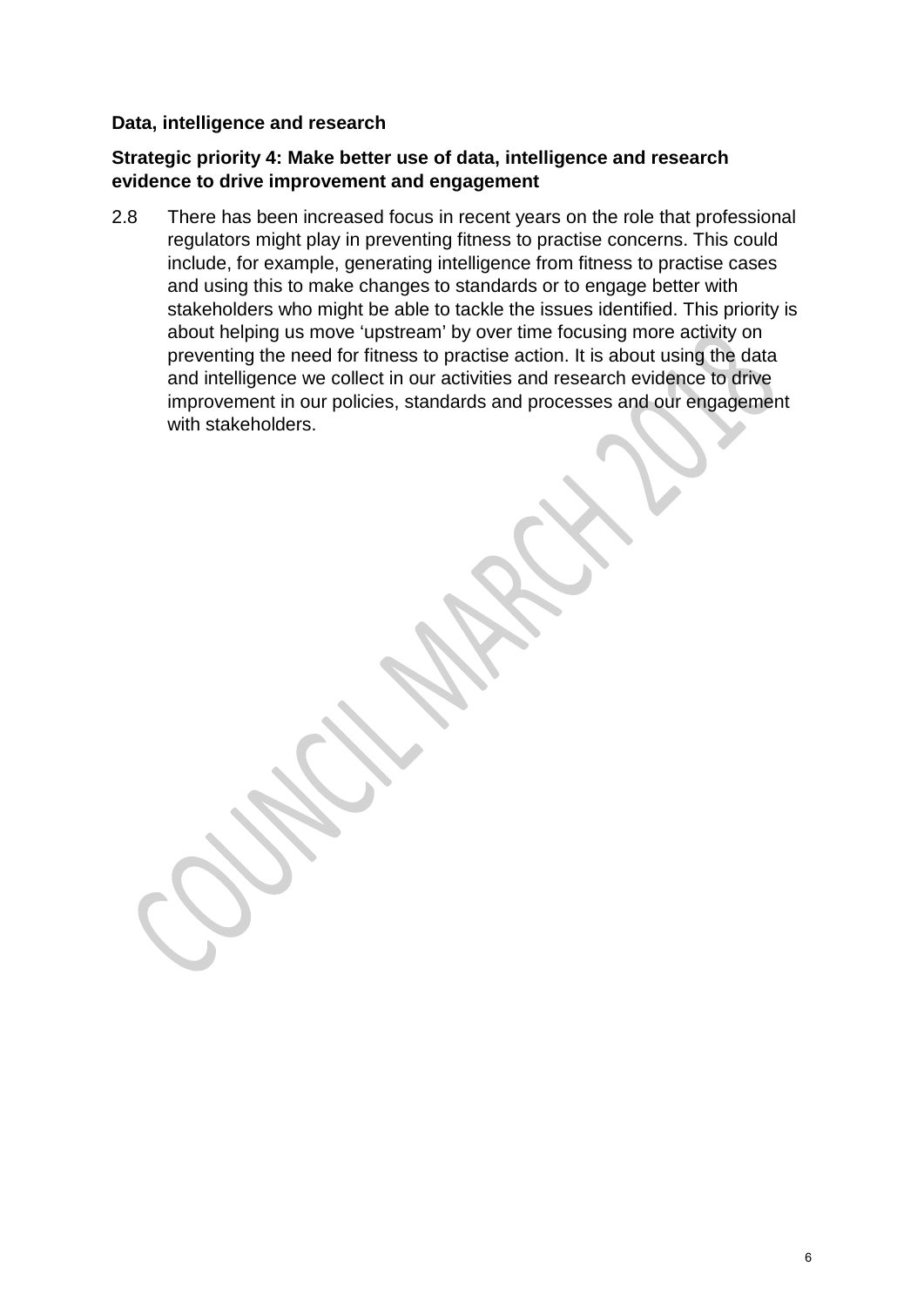**Data, intelligence and research**

**Strategic priority 4: Make better use of data, intelligence and research evidence to drive improvement and engagement**

2.8 There has been increased focus in recent years on the role that professional regulators might play in preventing fitness to practise concerns. This could include, for example, generating intelligence from fitness to practise cases and using this to make changes to standards or to engage better with stakeholders who might be able to tackle the issues identified. This priority is about helping us move 'upstream' by over time focusing more activity on preventing the need for fitness to practise action. It is about using the data and intelligence we collect in our activities and research evidence to drive improvement in our policies, standards and processes and our engagement with stakeholders.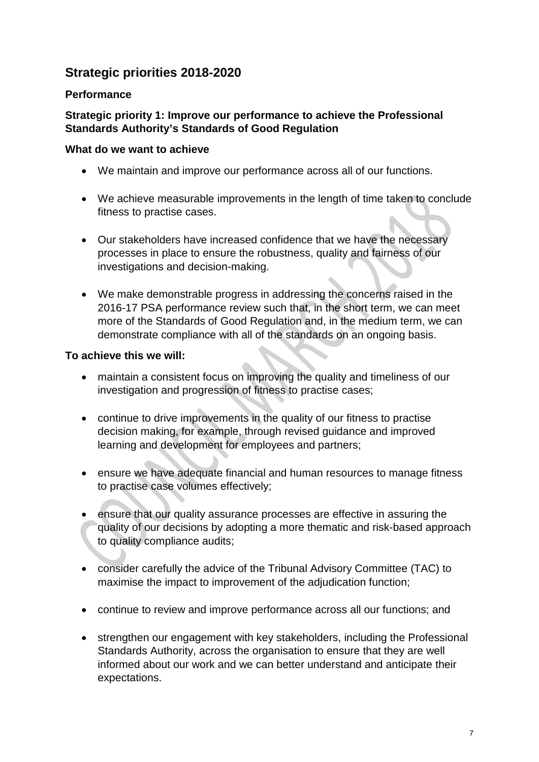## Strategic priorities 2018-2020

### Performance

### Strategic priority 1: Improve our performance to achieve the Professional Standards Authority's Standards of Good Regulation

**What do we want to achieve**

- We maintain and improve our performance across all of our functions.
- We achieve measurable improvements in the length of time taken to conclude fitness to practise cases.
- Our stakeholders have increased confidence that we have the necessary processes in place to ensure the robustness, quality and fairness of our investigations and decision-making.
- We make demonstrable progress in addressing the concerns raised in the 2016-17 PSA performance review such that, in the short term, we can meet more of the Standards of Good Regulation and, in the medium term, we can demonstrate compliance with all of the standards on an ongoing basis.

**To achieve this we will:**

- maintain a consistent focus on improving the quality and timeliness of our investigation and progression of fitness to practise cases;
- continue to drive improvements in the quality of our fitness to practise decision making, for example, through revised guidance and improved learning and development for employees and partners;
- ensure we have adequate financial and human resources to manage fitness to practise case volumes effectively;
- ensure that our quality assurance processes are effective in assuring the quality of our decisions by adopting a more thematic and risk-based approach to quality compliance audits;
- consider carefully the advice of the Tribunal Advisory Committee (TAC) to maximise the impact to improvement of the adjudication function;
- continue to review and improve performance across all our functions; and
- strengthen our engagement with key stakeholders, including the Professional Standards Authority, across the organisation to ensure that they are well informed about our work and we can better understand and anticipate their expectations.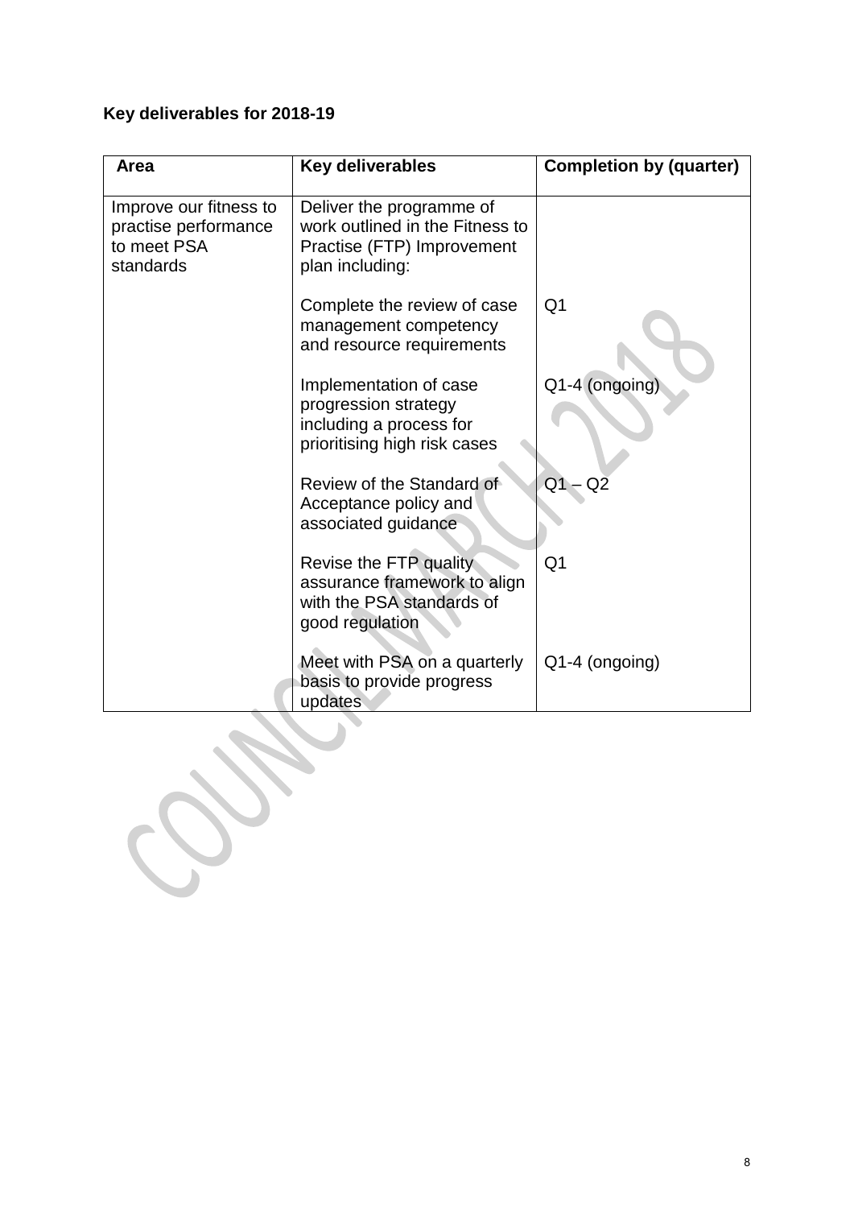**Key deliverables for 2018-19**

| Area | Key deliverables | Completion by (quarter) |
|---|---|---|
| Improve our fitness to practise performance to meet PSA standards | Deliver the programme of work outlined in the Fitness to Practise (FTP) Improvement plan including: | |
| | Complete the review of case management competency and resource requirements | Q1 |
| | Implementation of case progression strategy including a process for prioritising high risk cases | Q1-4 (ongoing) |
| | Review of the Standard of Acceptance policy and associated guidance | Q1 – Q2 |
| | Revise the FTP quality assurance framework to align with the PSA standards of good regulation | Q1 |
| | Meet with PSA on a quarterly basis to provide progress updates | Q1-4 (ongoing) |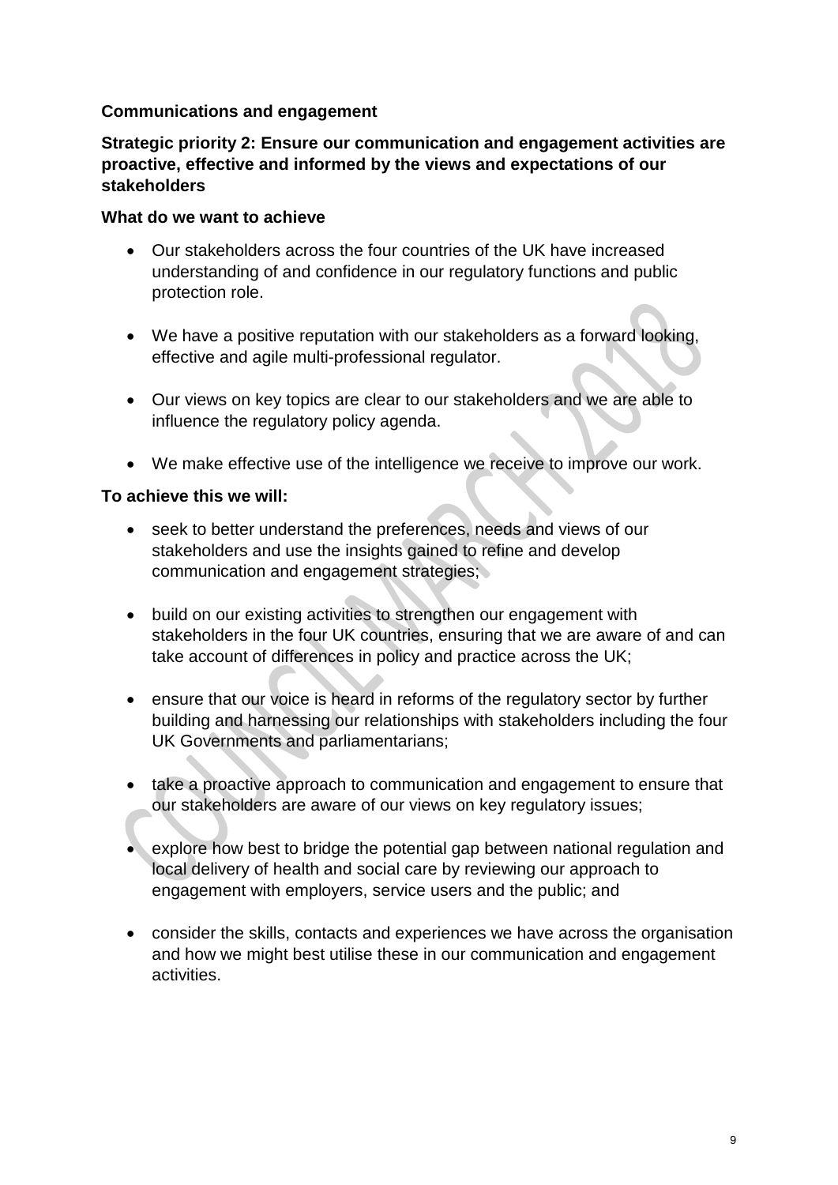## Communications and engagement

### Strategic priority 2: Ensure our communication and engagement activities are proactive, effective and informed by the views and expectations of our stakeholders

**What do we want to achieve**

- Our stakeholders across the four countries of the UK have increased understanding of and confidence in our regulatory functions and public protection role.
- We have a positive reputation with our stakeholders as a forward looking, effective and agile multi-professional regulator.
- Our views on key topics are clear to our stakeholders and we are able to influence the regulatory policy agenda.
- We make effective use of the intelligence we receive to improve our work.

**To achieve this we will:**

- seek to better understand the preferences, needs and views of our stakeholders and use the insights gained to refine and develop communication and engagement strategies;
- build on our existing activities to strengthen our engagement with stakeholders in the four UK countries, ensuring that we are aware of and can take account of differences in policy and practice across the UK;
- ensure that our voice is heard in reforms of the regulatory sector by further building and harnessing our relationships with stakeholders including the four UK Governments and parliamentarians;
- take a proactive approach to communication and engagement to ensure that our stakeholders are aware of our views on key regulatory issues;
- explore how best to bridge the potential gap between national regulation and local delivery of health and social care by reviewing our approach to engagement with employers, service users and the public; and
- consider the skills, contacts and experiences we have across the organisation and how we might best utilise these in our communication and engagement activities.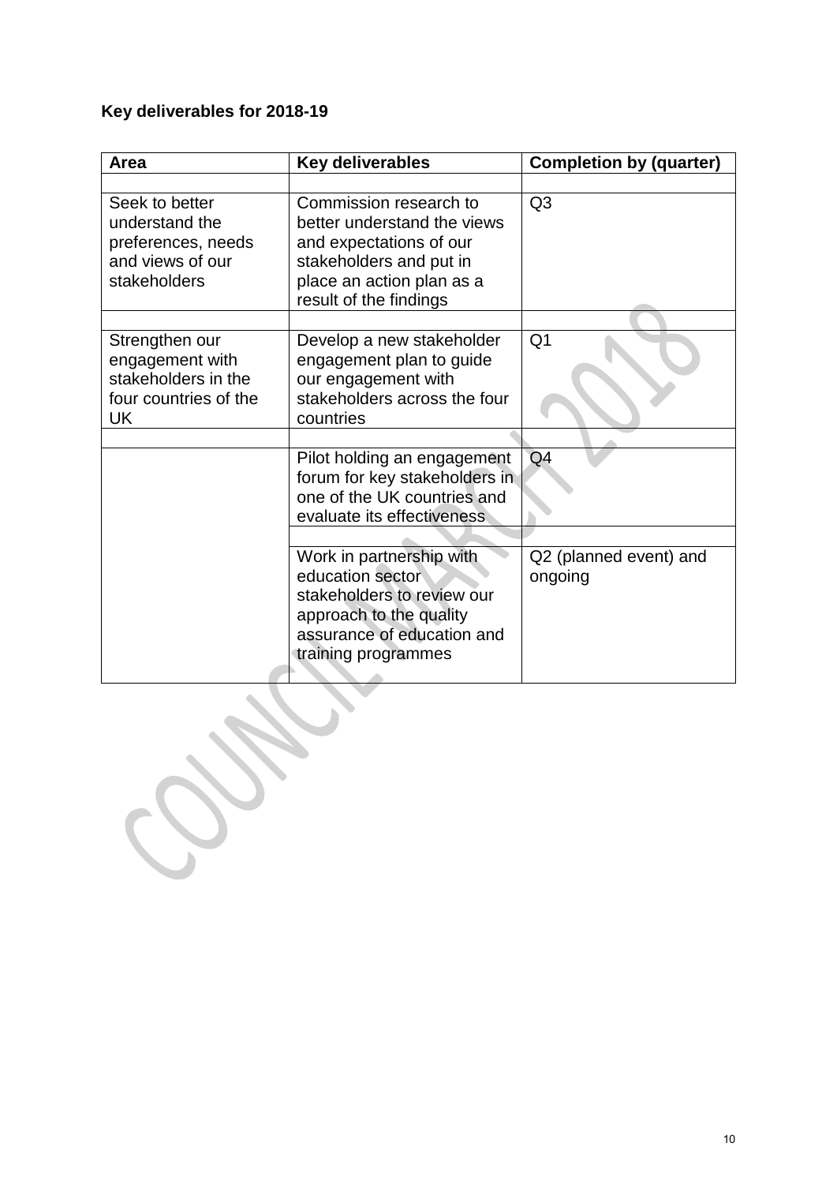**Key deliverables for 2018-19**

| Area | Key deliverables | Completion by (quarter) |
|---|---|---|
| Seek to better understand the preferences, needs and views of our stakeholders | Commission research to better understand the views and expectations of our stakeholders and put in place an action plan as a result of the findings | Q3 |
| Strengthen our engagement with stakeholders in the four countries of the UK | Develop a new stakeholder engagement plan to guide our engagement with stakeholders across the four countries | Q1 |
| | Pilot holding an engagement forum for key stakeholders in one of the UK countries and evaluate its effectiveness | Q4 |
| | Work in partnership with education sector stakeholders to review our approach to the quality assurance of education and training programmes | Q2 (planned event) and ongoing |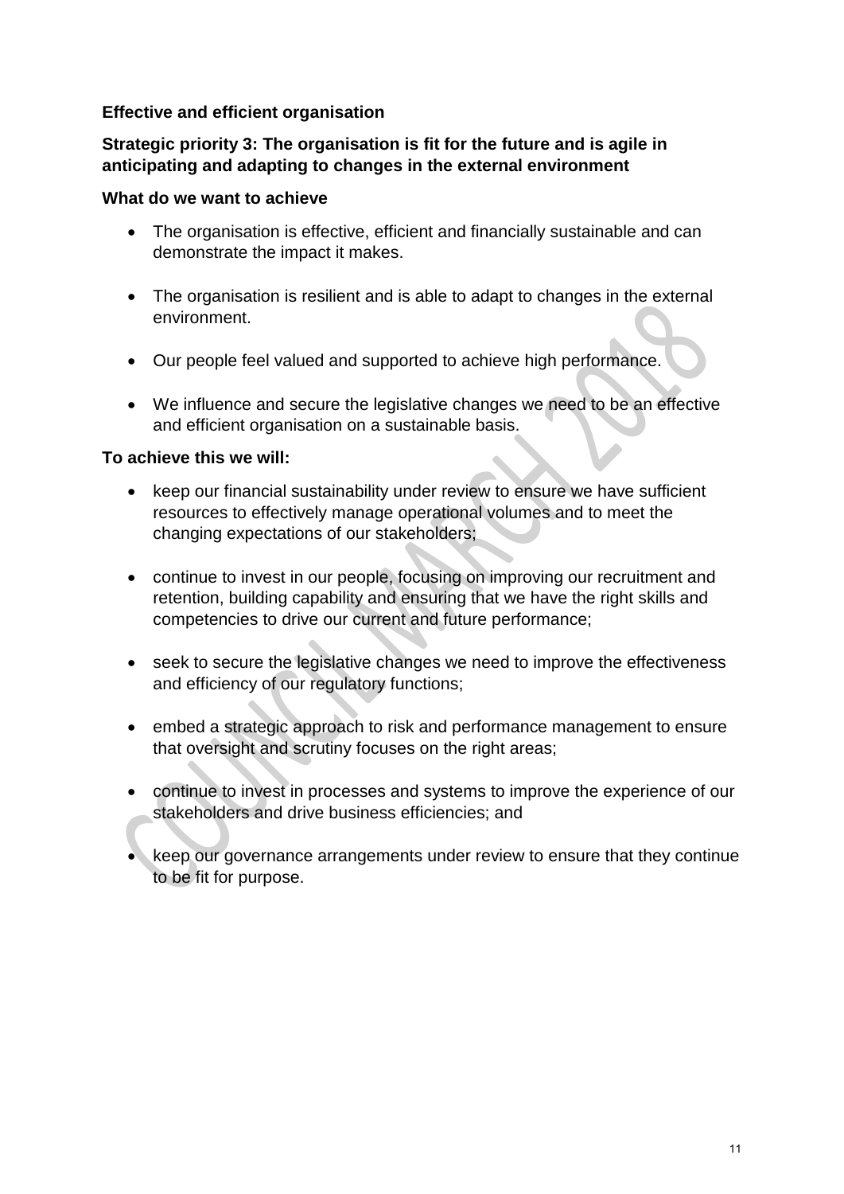**Effective and efficient organisation**

**Strategic priority 3: The organisation is fit for the future and is agile in anticipating and adapting to changes in the external environment**

**What do we want to achieve**

- The organisation is effective, efficient and financially sustainable and can demonstrate the impact it makes.

- The organisation is resilient and is able to adapt to changes in the external environment.

- Our people feel valued and supported to achieve high performance.

- We influence and secure the legislative changes we need to be an effective and efficient organisation on a sustainable basis.

**To achieve this we will:**

- keep our financial sustainability under review to ensure we have sufficient resources to effectively manage operational volumes and to meet the changing expectations of our stakeholders;

- continue to invest in our people, focusing on improving our recruitment and retention, building capability and ensuring that we have the right skills and competencies to drive our current and future performance;

- seek to secure the legislative changes we need to improve the effectiveness and efficiency of our regulatory functions;

- embed a strategic approach to risk and performance management to ensure that oversight and scrutiny focuses on the right areas;

- continue to invest in processes and systems to improve the experience of our stakeholders and drive business efficiencies; and

- keep our governance arrangements under review to ensure that they continue to be fit for purpose.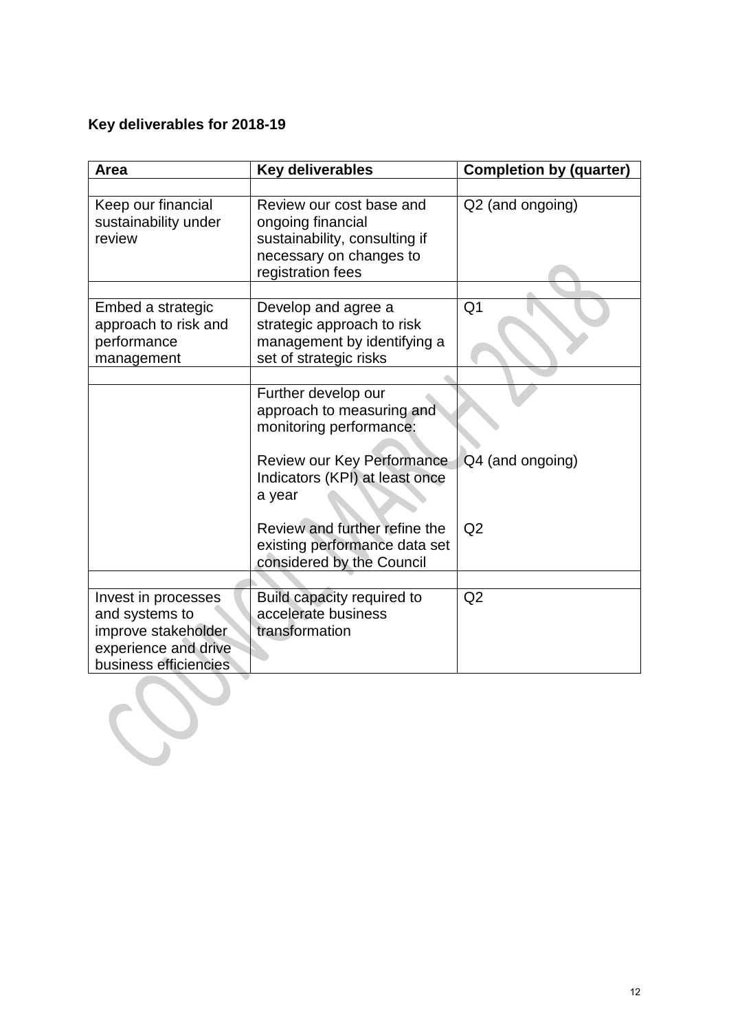### Key deliverables for 2018-19

| Area | Key deliverables | Completion by (quarter) |
|---|---|---|
| | | |
| Keep our financial sustainability under review | Review our cost base and ongoing financial sustainability, consulting if necessary on changes to registration fees | Q2 (and ongoing) |
| | | |
| Embed a strategic approach to risk and performance management | Develop and agree a strategic approach to risk management by identifying a set of strategic risks | Q1 |
| | | |
| | Further develop our approach to measuring and monitoring performance: | |
| | Review our Key Performance Indicators (KPI) at least once a year | Q4 (and ongoing) |
| | Review and further refine the existing performance data set considered by the Council | Q2 |
| | | |
| Invest in processes and systems to improve stakeholder experience and drive business efficiencies | Build capacity required to accelerate business transformation | Q2 |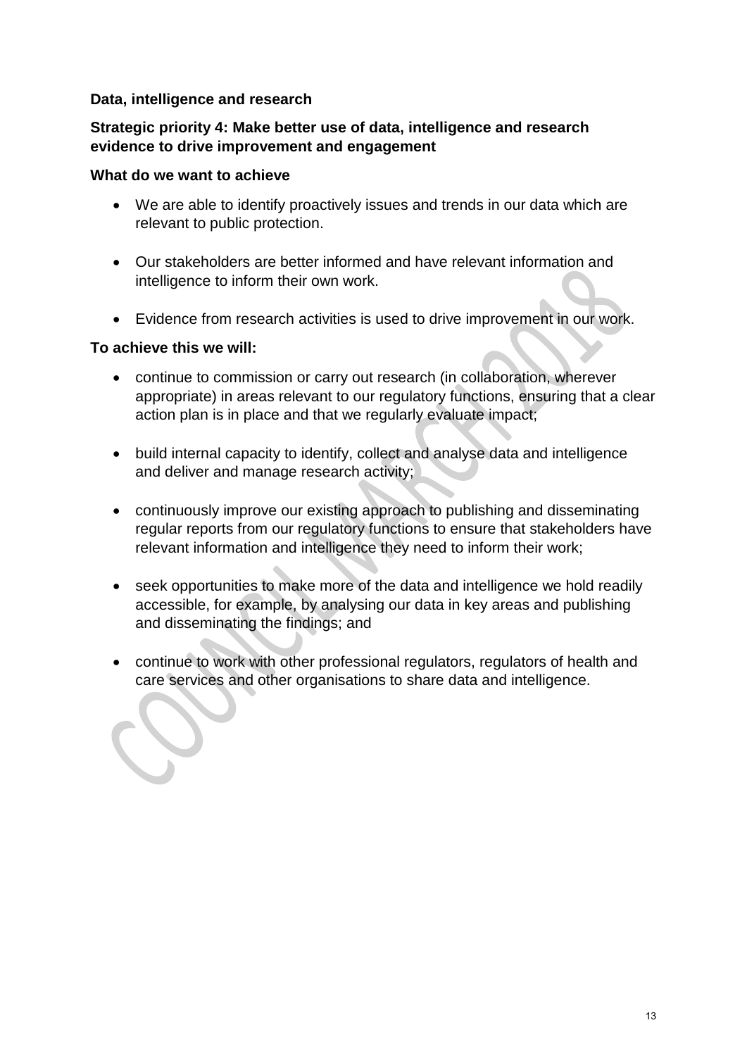**Data, intelligence and research**

**Strategic priority 4: Make better use of data, intelligence and research evidence to drive improvement and engagement**

**What do we want to achieve**

- We are able to identify proactively issues and trends in our data which are relevant to public protection.
- Our stakeholders are better informed and have relevant information and intelligence to inform their own work.
- Evidence from research activities is used to drive improvement in our work.

**To achieve this we will:**

- continue to commission or carry out research (in collaboration, wherever appropriate) in areas relevant to our regulatory functions, ensuring that a clear action plan is in place and that we regularly evaluate impact;
- build internal capacity to identify, collect and analyse data and intelligence and deliver and manage research activity;
- continuously improve our existing approach to publishing and disseminating regular reports from our regulatory functions to ensure that stakeholders have relevant information and intelligence they need to inform their work;
- seek opportunities to make more of the data and intelligence we hold readily accessible, for example, by analysing our data in key areas and publishing and disseminating the findings; and
- continue to work with other professional regulators, regulators of health and care services and other organisations to share data and intelligence.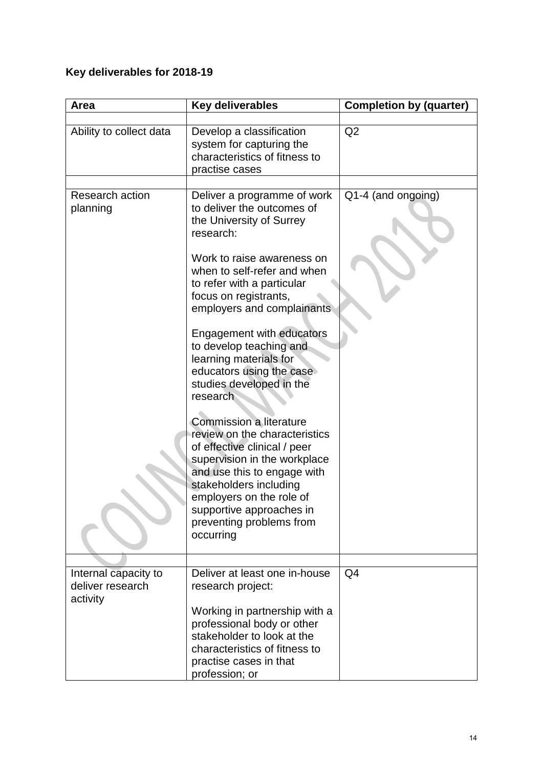**Key deliverables for 2018-19**

| Area | Key deliverables | Completion by (quarter) |
| --- | --- | --- |
| | | |
| Ability to collect data | Develop a classification system for capturing the characteristics of fitness to practise cases | Q2 |
| | | |
| Research action planning | Deliver a programme of work to deliver the outcomes of the University of Surrey research:<br><br>Work to raise awareness on when to self-refer and when to refer with a particular focus on registrants, employers and complainants<br><br>Engagement with educators to develop teaching and learning materials for educators using the case studies developed in the research<br><br>Commission a literature review on the characteristics of effective clinical / peer supervision in the workplace and use this to engage with stakeholders including employers on the role of supportive approaches in preventing problems from occurring | Q1-4 (and ongoing) |
| | | |
| Internal capacity to deliver research activity | Deliver at least one in-house research project:<br><br>Working in partnership with a professional body or other stakeholder to look at the characteristics of fitness to practise cases in that profession; or | Q4 |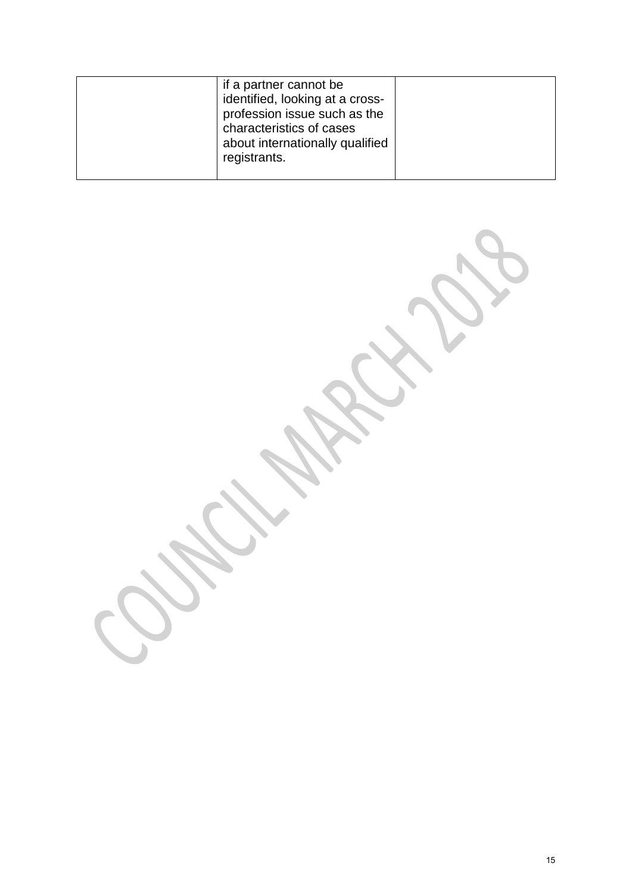|  | if a partner cannot be identified, looking at a cross-profession issue such as the characteristics of cases about internationally qualified registrants. |  |
|---|---|---|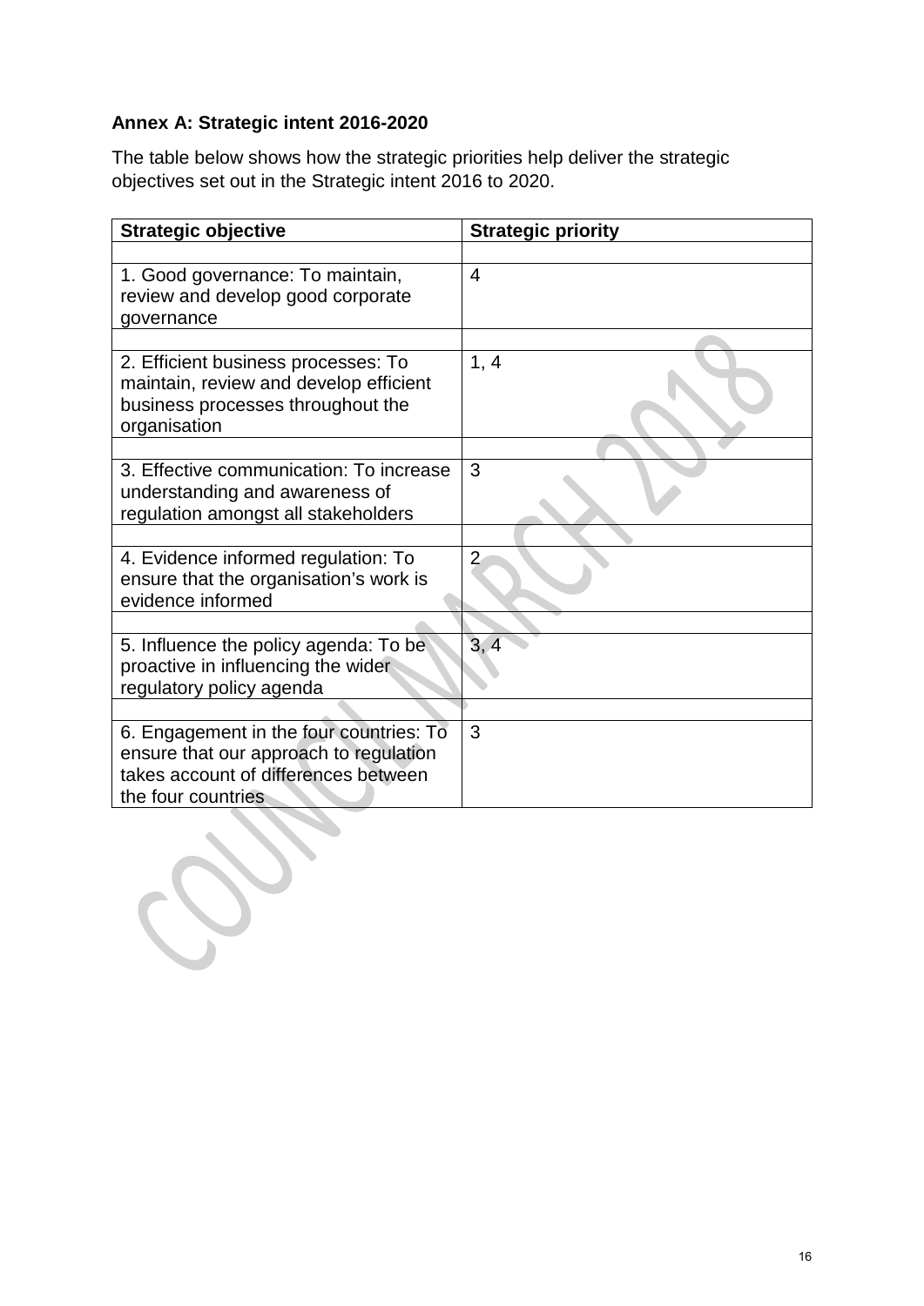## Annex A: Strategic intent 2016-2020

The table below shows how the strategic priorities help deliver the strategic objectives set out in the Strategic intent 2016 to 2020.

| Strategic objective | Strategic priority |
|---|---|
| | |
| 1. Good governance: To maintain, review and develop good corporate governance | 4 |
| | |
| 2. Efficient business processes: To maintain, review and develop efficient business processes throughout the organisation | 1, 4 |
| | |
| 3. Effective communication: To increase understanding and awareness of regulation amongst all stakeholders | 3 |
| | |
| 4. Evidence informed regulation: To ensure that the organisation's work is evidence informed | 2 |
| | |
| 5. Influence the policy agenda: To be proactive in influencing the wider regulatory policy agenda | 3, 4 |
| | |
| 6. Engagement in the four countries: To ensure that our approach to regulation takes account of differences between the four countries | 3 |